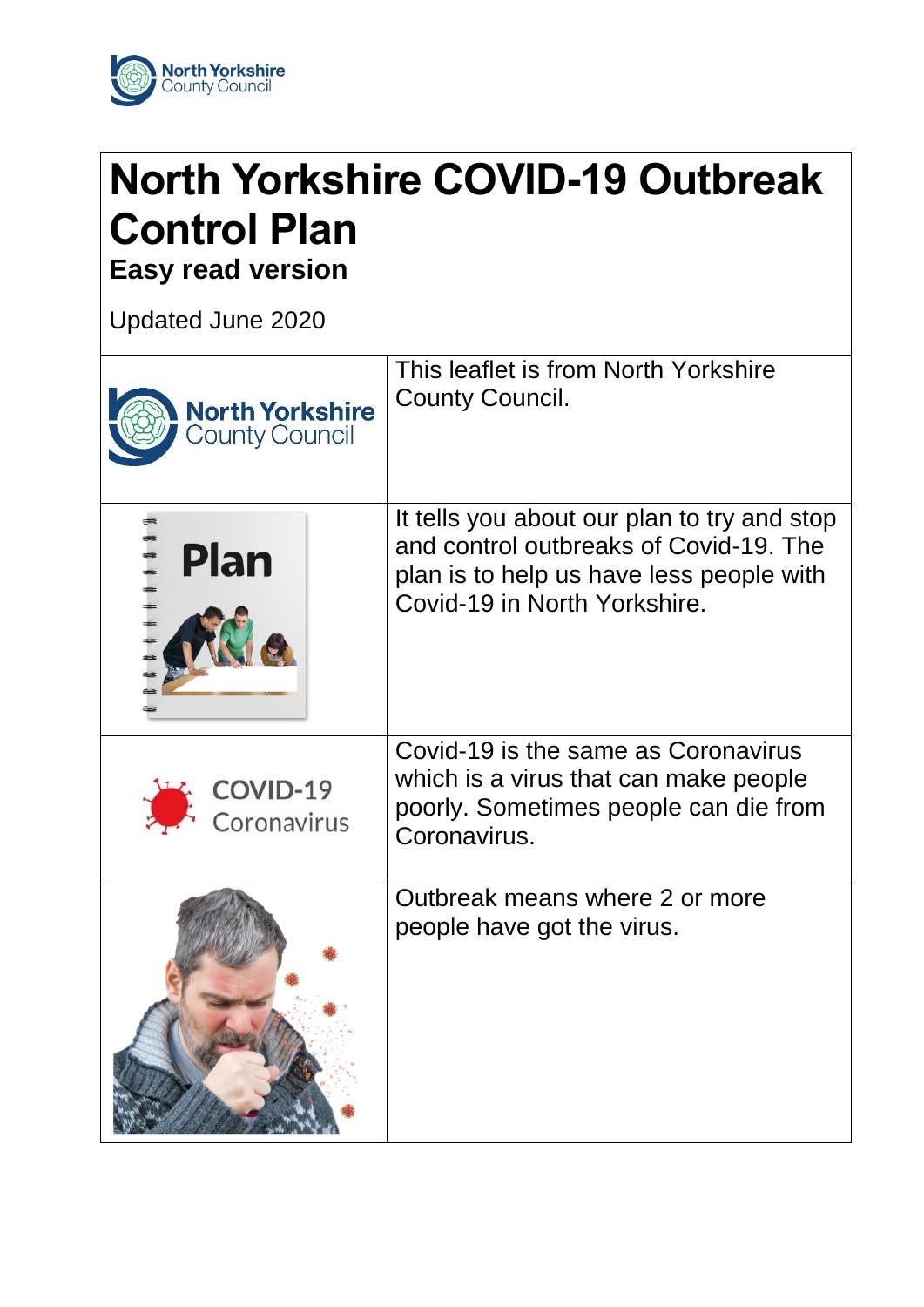# North Yorkshire COVID-19 Outbreak Control Plan

**Easy read version**

Updated June 2020

| | |
|---|---|
| North Yorkshire County Council | This leaflet is from North Yorkshire County Council. |
| Plan | It tells you about our plan to try and stop and control outbreaks of Covid-19. The plan is to help us have less people with Covid-19 in North Yorkshire. |
| COVID-19 Coronavirus | Covid-19 is the same as Coronavirus which is a virus that can make people poorly. Sometimes people can die from Coronavirus. |
| | Outbreak means where 2 or more people have got the virus. |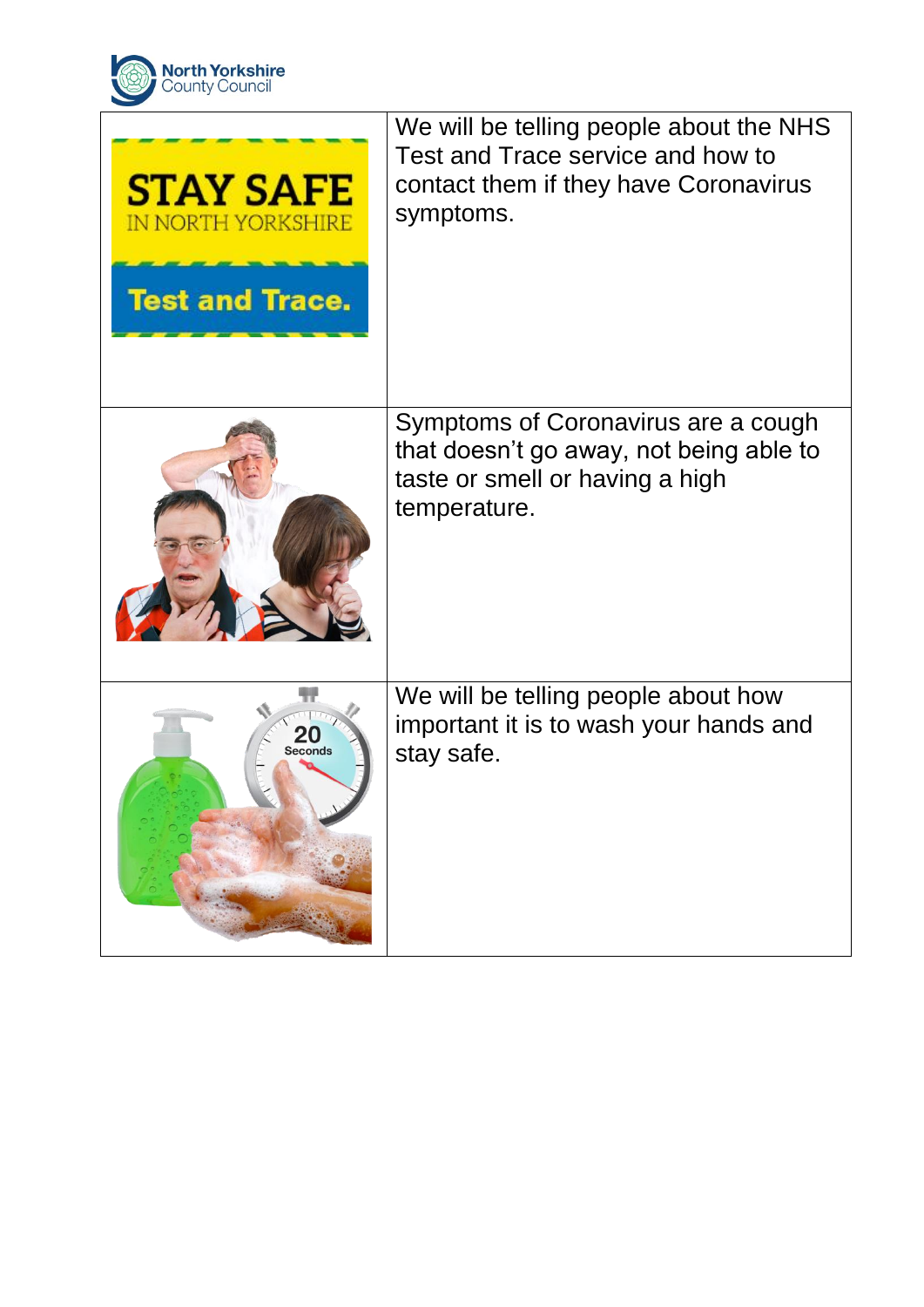| | |
|---|---|
| STAY SAFE IN NORTH YORKSHIRE Test and Trace. | We will be telling people about the NHS Test and Trace service and how to contact them if they have Coronavirus symptoms. |
| | Symptoms of Coronavirus are a cough that doesn't go away, not being able to taste or smell or having a high temperature. |
| 20 Seconds | We will be telling people about how important it is to wash your hands and stay safe. |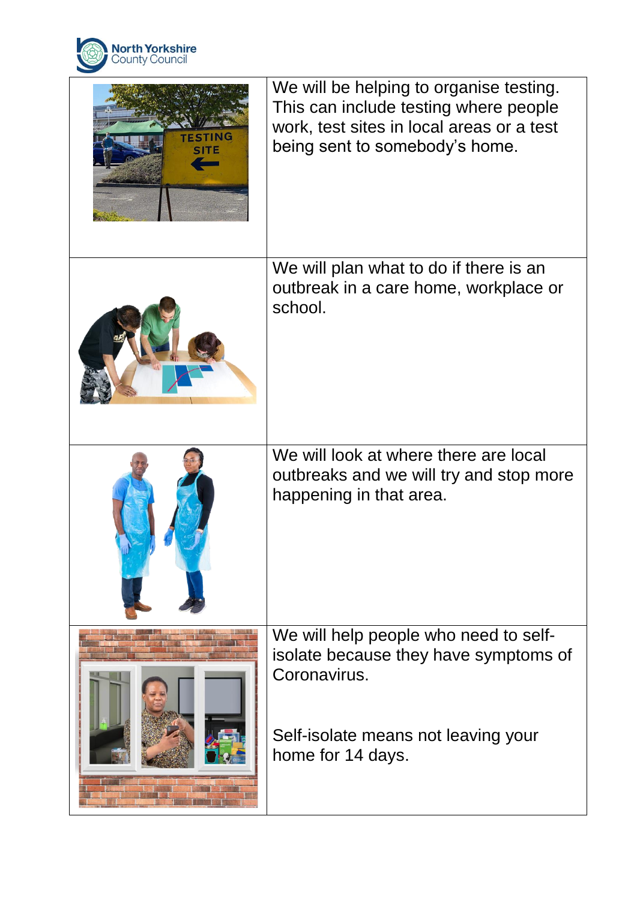| | |
|---|---|
| | We will be helping to organise testing. This can include testing where people work, test sites in local areas or a test being sent to somebody's home. |
| | We will plan what to do if there is an outbreak in a care home, workplace or school. |
| | We will look at where there are local outbreaks and we will try and stop more happening in that area. |
| | We will help people who need to self-isolate because they have symptoms of Coronavirus.<br><br>Self-isolate means not leaving your home for 14 days. |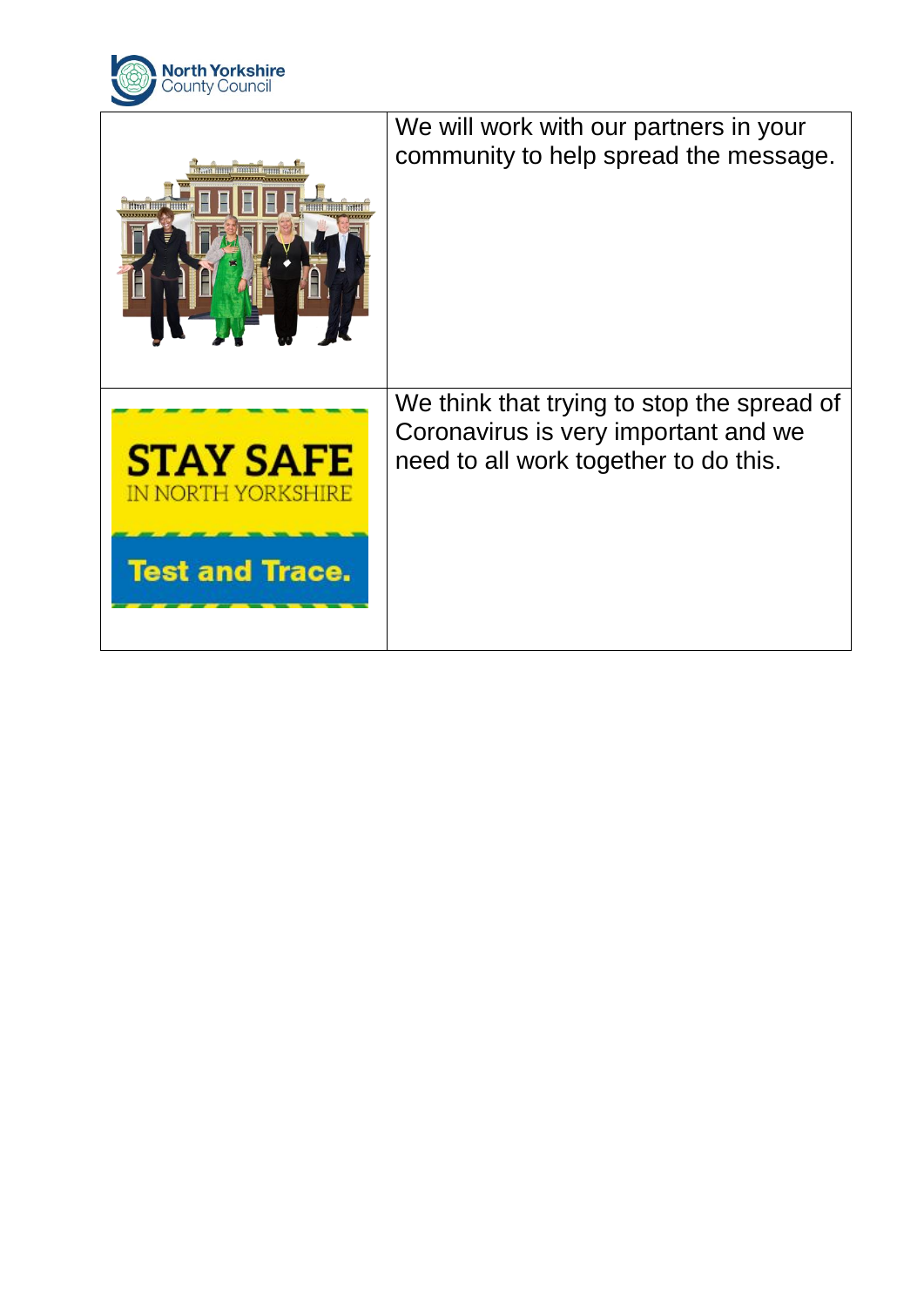| | |
|---|---|
| | We will work with our partners in your community to help spread the message. |
| STAY SAFE IN NORTH YORKSHIRE Test and Trace. | We think that trying to stop the spread of Coronavirus is very important and we need to all work together to do this. |